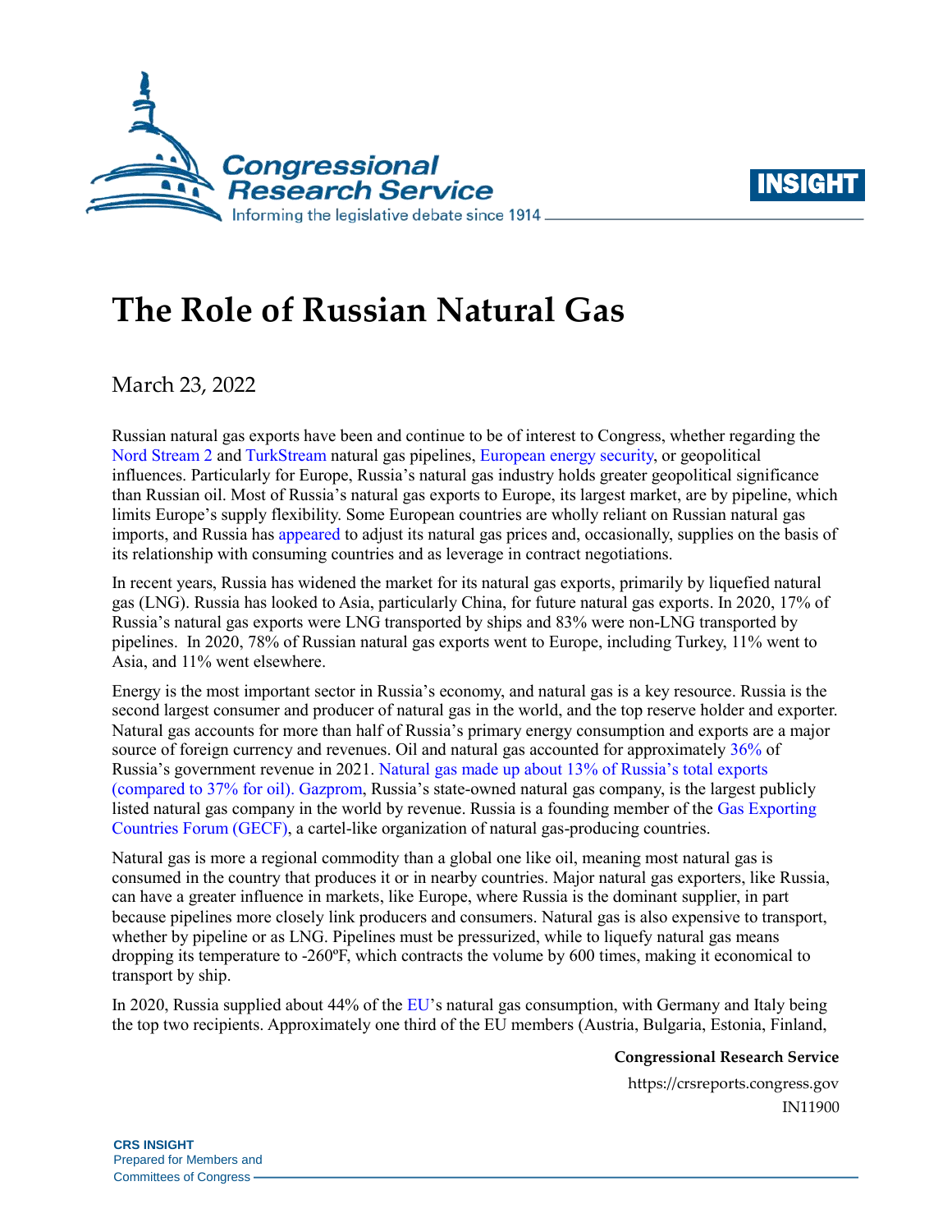# The Role of Russian Natural Gas

March 23, 2022

Russian natural gas exports have been and continue to be of interest to Congress, whether regarding the Nord Stream 2 and TurkStream natural gas pipelines, European energy security, or geopolitical influences. Particularly for Europe, Russia's natural gas industry holds greater geopolitical significance than Russian oil. Most of Russia's natural gas exports to Europe, its largest market, are by pipeline, which limits Europe's supply flexibility. Some European countries are wholly reliant on Russian natural gas imports, and Russia has appeared to adjust its natural gas prices and, occasionally, supplies on the basis of its relationship with consuming countries and as leverage in contract negotiations.

In recent years, Russia has widened the market for its natural gas exports, primarily by liquefied natural gas (LNG). Russia has looked to Asia, particularly China, for future natural gas exports. In 2020, 17% of Russia's natural gas exports were LNG transported by ships and 83% were non-LNG transported by pipelines. In 2020, 78% of Russian natural gas exports went to Europe, including Turkey, 11% went to Asia, and 11% went elsewhere.

Energy is the most important sector in Russia's economy, and natural gas is a key resource. Russia is the second largest consumer and producer of natural gas in the world, and the top reserve holder and exporter. Natural gas accounts for more than half of Russia's primary energy consumption and exports are a major source of foreign currency and revenues. Oil and natural gas accounted for approximately 36% of Russia's government revenue in 2021. Natural gas made up about 13% of Russia's total exports (compared to 37% for oil). Gazprom, Russia's state-owned natural gas company, is the largest publicly listed natural gas company in the world by revenue. Russia is a founding member of the Gas Exporting Countries Forum (GECF), a cartel-like organization of natural gas-producing countries.

Natural gas is more a regional commodity than a global one like oil, meaning most natural gas is consumed in the country that produces it or in nearby countries. Major natural gas exporters, like Russia, can have a greater influence in markets, like Europe, where Russia is the dominant supplier, in part because pipelines more closely link producers and consumers. Natural gas is also expensive to transport, whether by pipeline or as LNG. Pipelines must be pressurized, while to liquefy natural gas means dropping its temperature to -260ºF, which contracts the volume by 600 times, making it economical to transport by ship.

In 2020, Russia supplied about 44% of the EU's natural gas consumption, with Germany and Italy being the top two recipients. Approximately one third of the EU members (Austria, Bulgaria, Estonia, Finland,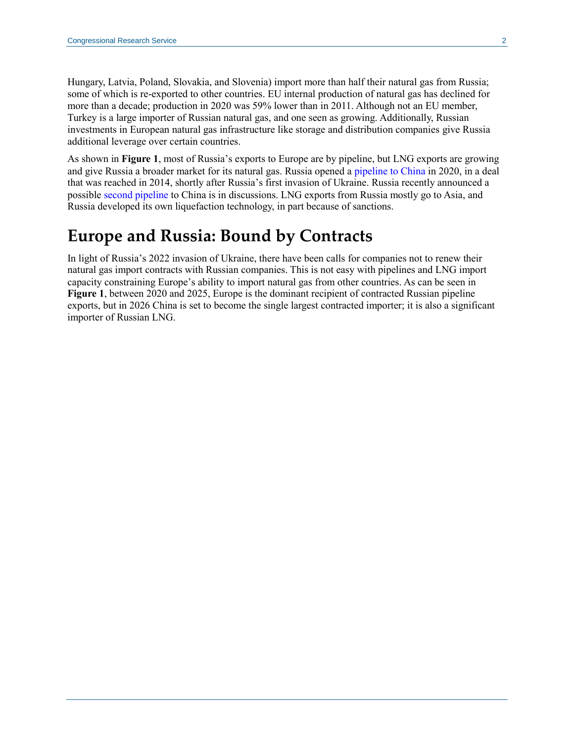Hungary, Latvia, Poland, Slovakia, and Slovenia) import more than half their natural gas from Russia; some of which is re-exported to other countries. EU internal production of natural gas has declined for more than a decade; production in 2020 was 59% lower than in 2011. Although not an EU member, Turkey is a large importer of Russian natural gas, and one seen as growing. Additionally, Russian investments in European natural gas infrastructure like storage and distribution companies give Russia additional leverage over certain countries.

As shown in **Figure 1**, most of Russia's exports to Europe are by pipeline, but LNG exports are growing and give Russia a broader market for its natural gas. Russia opened a pipeline to China in 2020, in a deal that was reached in 2014, shortly after Russia's first invasion of Ukraine. Russia recently announced a possible second pipeline to China is in discussions. LNG exports from Russia mostly go to Asia, and Russia developed its own liquefaction technology, in part because of sanctions.

# Europe and Russia: Bound by Contracts

In light of Russia's 2022 invasion of Ukraine, there have been calls for companies not to renew their natural gas import contracts with Russian companies. This is not easy with pipelines and LNG import capacity constraining Europe's ability to import natural gas from other countries. As can be seen in **Figure 1**, between 2020 and 2025, Europe is the dominant recipient of contracted Russian pipeline exports, but in 2026 China is set to become the single largest contracted importer; it is also a significant importer of Russian LNG.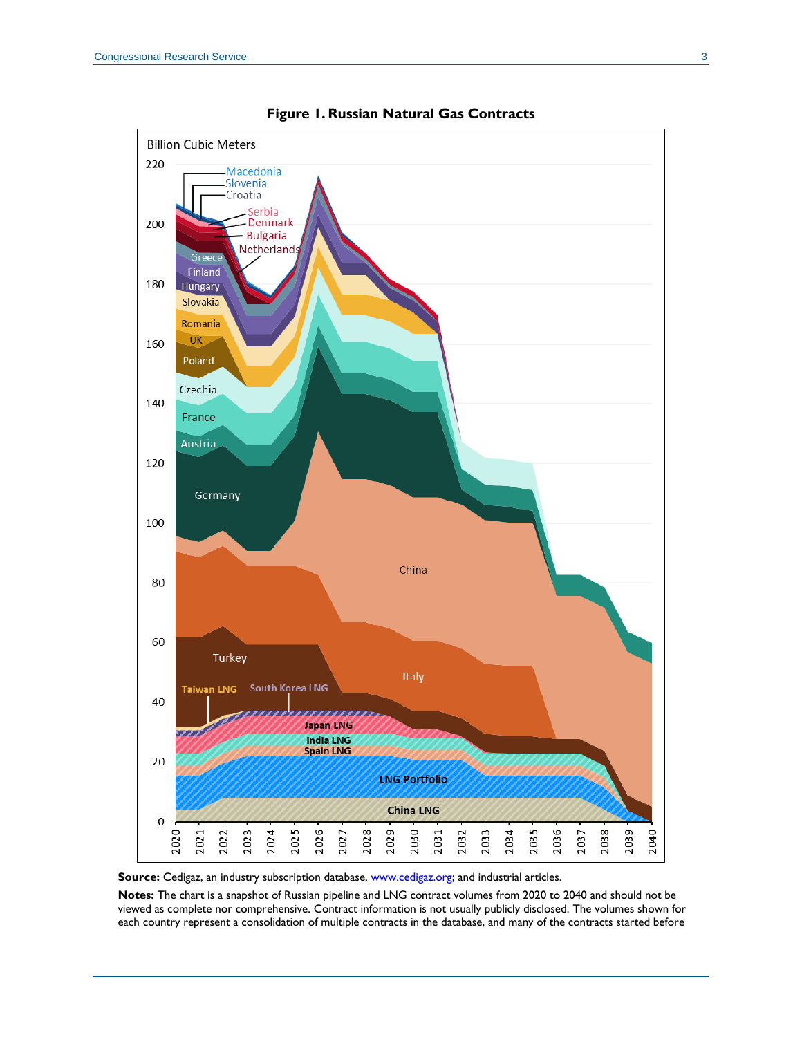**Figure 1. Russian Natural Gas Contracts**

Billion Cubic Meters

**Source:** Cedigaz, an industry subscription database, www.cedigaz.org; and industrial articles.

**Notes:** The chart is a snapshot of Russian pipeline and LNG contract volumes from 2020 to 2040 and should not be viewed as complete nor comprehensive. Contract information is not usually publicly disclosed. The volumes shown for each country represent a consolidation of multiple contracts in the database, and many of the contracts started before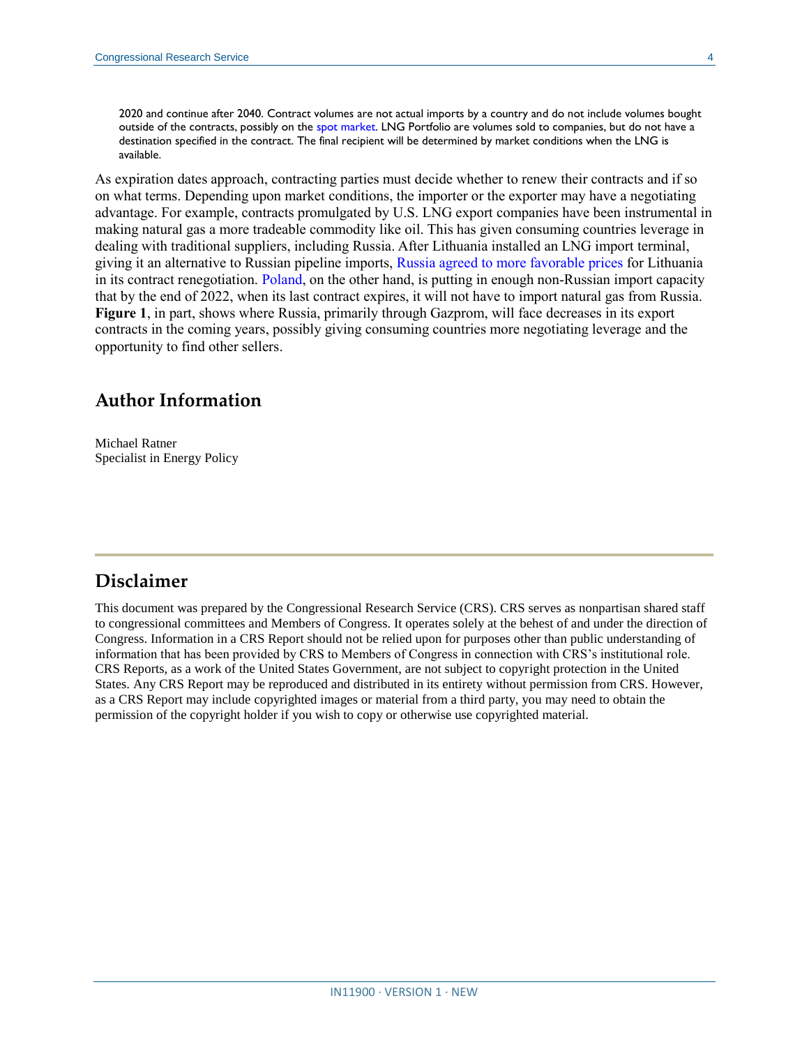2020 and continue after 2040. Contract volumes are not actual imports by a country and do not include volumes bought outside of the contracts, possibly on the spot market. LNG Portfolio are volumes sold to companies, but do not have a destination specified in the contract. The final recipient will be determined by market conditions when the LNG is available.

As expiration dates approach, contracting parties must decide whether to renew their contracts and if so on what terms. Depending upon market conditions, the importer or the exporter may have a negotiating advantage. For example, contracts promulgated by U.S. LNG export companies have been instrumental in making natural gas a more tradeable commodity like oil. This has given consuming countries leverage in dealing with traditional suppliers, including Russia. After Lithuania installed an LNG import terminal, giving it an alternative to Russian pipeline imports, Russia agreed to more favorable prices for Lithuania in its contract renegotiation. Poland, on the other hand, is putting in enough non-Russian import capacity that by the end of 2022, when its last contract expires, it will not have to import natural gas from Russia. **Figure 1**, in part, shows where Russia, primarily through Gazprom, will face decreases in its export contracts in the coming years, possibly giving consuming countries more negotiating leverage and the opportunity to find other sellers.

## Author Information

Michael Ratner
Specialist in Energy Policy

## Disclaimer

This document was prepared by the Congressional Research Service (CRS). CRS serves as nonpartisan shared staff to congressional committees and Members of Congress. It operates solely at the behest of and under the direction of Congress. Information in a CRS Report should not be relied upon for purposes other than public understanding of information that has been provided by CRS to Members of Congress in connection with CRS's institutional role. CRS Reports, as a work of the United States Government, are not subject to copyright protection in the United States. Any CRS Report may be reproduced and distributed in its entirety without permission from CRS. However, as a CRS Report may include copyrighted images or material from a third party, you may need to obtain the permission of the copyright holder if you wish to copy or otherwise use copyrighted material.